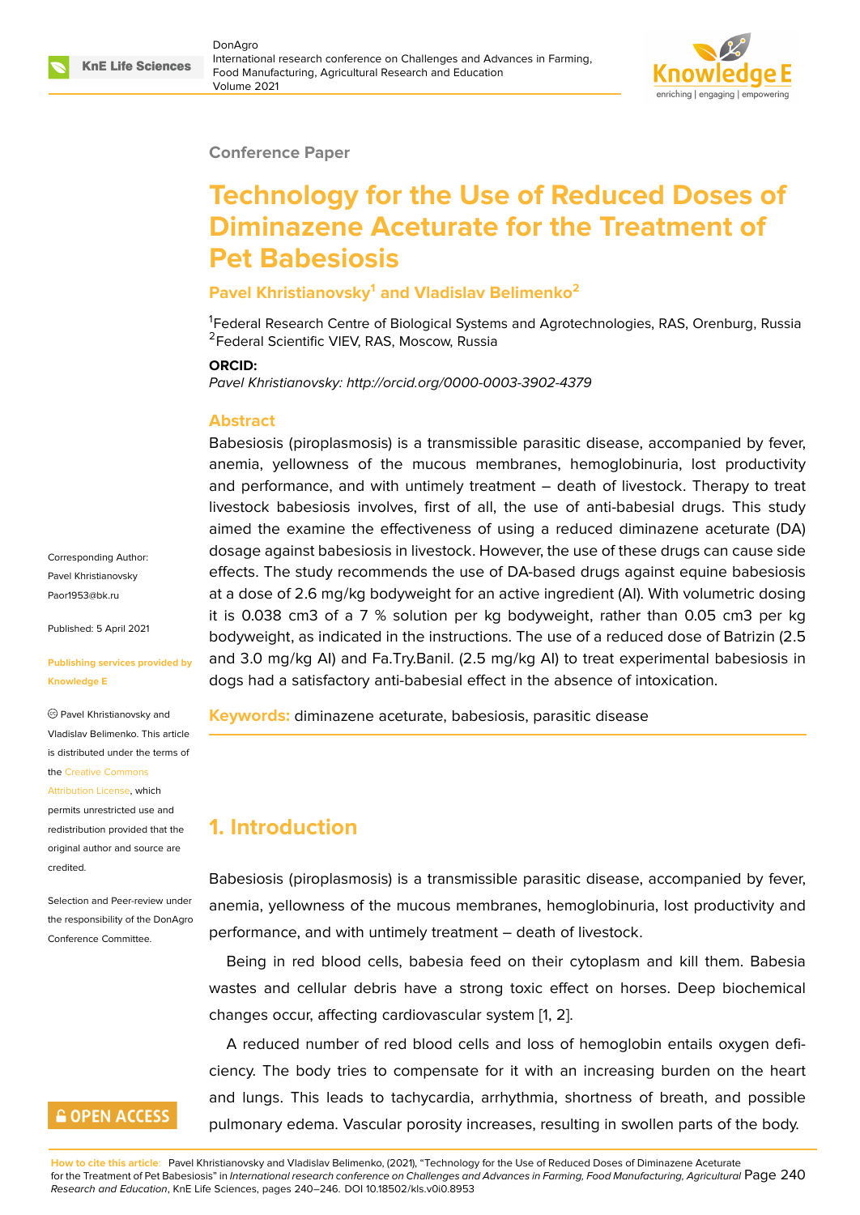Conference Paper

# Technology for the Use of Reduced Doses of Diminazene Aceturate for the Treatment of Pet Babesiosis

**Pavel Khristianovsky[1] and Vladislav Belimenko[2]**

[1]Federal Research Centre of Biological Systems and Agrotechnologies, RAS, Orenburg, Russia
[2]Federal Scientific VIEV, RAS, Moscow, Russia

**ORCID:**

*Pavel Khristianovsky: http://orcid.org/0000-0003-3902-4379*

Corresponding Author:
Pavel Khristianovsky
Paor1953@bk.ru

Published: 5 April 2021

Publishing services provided by Knowledge E

© Pavel Khristianovsky and Vladislav Belimenko. This article is distributed under the terms of the Creative Commons Attribution License, which permits unrestricted use and redistribution provided that the original author and source are credited.

Selection and Peer-review under the responsibility of the DonAgro Conference Committee.

## Abstract

Babesiosis (piroplasmosis) is a transmissible parasitic disease, accompanied by fever, anemia, yellowness of the mucous membranes, hemoglobinuria, lost productivity and performance, and with untimely treatment – death of livestock. Therapy to treat livestock babesiosis involves, first of all, the use of anti-babesial drugs. This study aimed the examine the effectiveness of using a reduced diminazene aceturate (DA) dosage against babesiosis in livestock. However, the use of these drugs can cause side effects. The study recommends the use of DA-based drugs against equine babesiosis at a dose of 2.6 mg/kg bodyweight for an active ingredient (AI). With volumetric dosing it is 0.038 cm3 of a 7 % solution per kg bodyweight, rather than 0.05 cm3 per kg bodyweight, as indicated in the instructions. The use of a reduced dose of Batrizin (2.5 and 3.0 mg/kg AI) and Fa.Try.Banil. (2.5 mg/kg AI) to treat experimental babesiosis in dogs had a satisfactory anti-babesial effect in the absence of intoxication.

**Keywords:** diminazene aceturate, babesiosis, parasitic disease

## 1. Introduction

Babesiosis (piroplasmosis) is a transmissible parasitic disease, accompanied by fever, anemia, yellowness of the mucous membranes, hemoglobinuria, lost productivity and performance, and with untimely treatment – death of livestock.

Being in red blood cells, babesia feed on their cytoplasm and kill them. Babesia wastes and cellular debris have a strong toxic effect on horses. Deep biochemical changes occur, affecting cardiovascular system [1, 2].

A reduced number of red blood cells and loss of hemoglobin entails oxygen deficiency. The body tries to compensate for it with an increasing burden on the heart and lungs. This leads to tachycardia, arrhythmia, shortness of breath, and possible pulmonary edema. Vascular porosity increases, resulting in swollen parts of the body.

OPEN ACCESS

**How to cite this article:** Pavel Khristianovsky and Vladislav Belimenko, (2021), "Technology for the Use of Reduced Doses of Diminazene Aceturate for the Treatment of Pet Babesiosis" in *International research conference on Challenges and Advances in Farming, Food Manufacturing, Agricultural Research and Education*, KnE Life Sciences, pages 240–246. DOI 10.18502/kls.v0i0.8953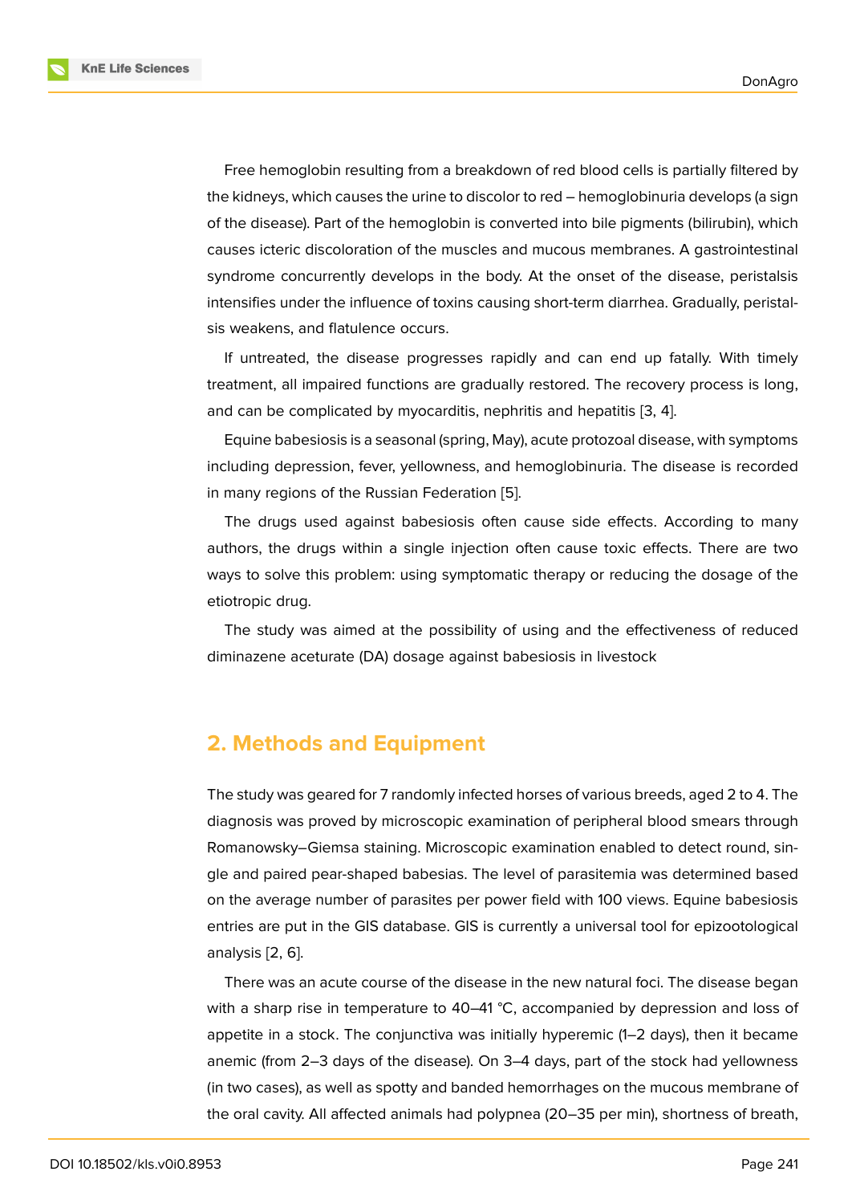Free hemoglobin resulting from a breakdown of red blood cells is partially filtered by the kidneys, which causes the urine to discolor to red – hemoglobinuria develops (a sign of the disease). Part of the hemoglobin is converted into bile pigments (bilirubin), which causes icteric discoloration of the muscles and mucous membranes. A gastrointestinal syndrome concurrently develops in the body. At the onset of the disease, peristalsis intensifies under the influence of toxins causing short-term diarrhea. Gradually, peristalsis weakens, and flatulence occurs.

If untreated, the disease progresses rapidly and can end up fatally. With timely treatment, all impaired functions are gradually restored. The recovery process is long, and can be complicated by myocarditis, nephritis and hepatitis [3, 4].

Equine babesiosis is a seasonal (spring, May), acute protozoal disease, with symptoms including depression, fever, yellowness, and hemoglobinuria. The disease is recorded in many regions of the Russian Federation [5].

The drugs used against babesiosis often cause side effects. According to many authors, the drugs within a single injection often cause toxic effects. There are two ways to solve this problem: using symptomatic therapy or reducing the dosage of the etiotropic drug.

The study was aimed at the possibility of using and the effectiveness of reduced diminazene aceturate (DA) dosage against babesiosis in livestock

## 2. Methods and Equipment

The study was geared for 7 randomly infected horses of various breeds, aged 2 to 4. The diagnosis was proved by microscopic examination of peripheral blood smears through Romanowsky–Giemsa staining. Microscopic examination enabled to detect round, single and paired pear-shaped babesias. The level of parasitemia was determined based on the average number of parasites per power field with 100 views. Equine babesiosis entries are put in the GIS database. GIS is currently a universal tool for epizootological analysis [2, 6].

There was an acute course of the disease in the new natural foci. The disease began with a sharp rise in temperature to 40–41 °C, accompanied by depression and loss of appetite in a stock. The conjunctiva was initially hyperemic (1–2 days), then it became anemic (from 2–3 days of the disease). On 3–4 days, part of the stock had yellowness (in two cases), as well as spotty and banded hemorrhages on the mucous membrane of the oral cavity. All affected animals had polypnea (20–35 per min), shortness of breath,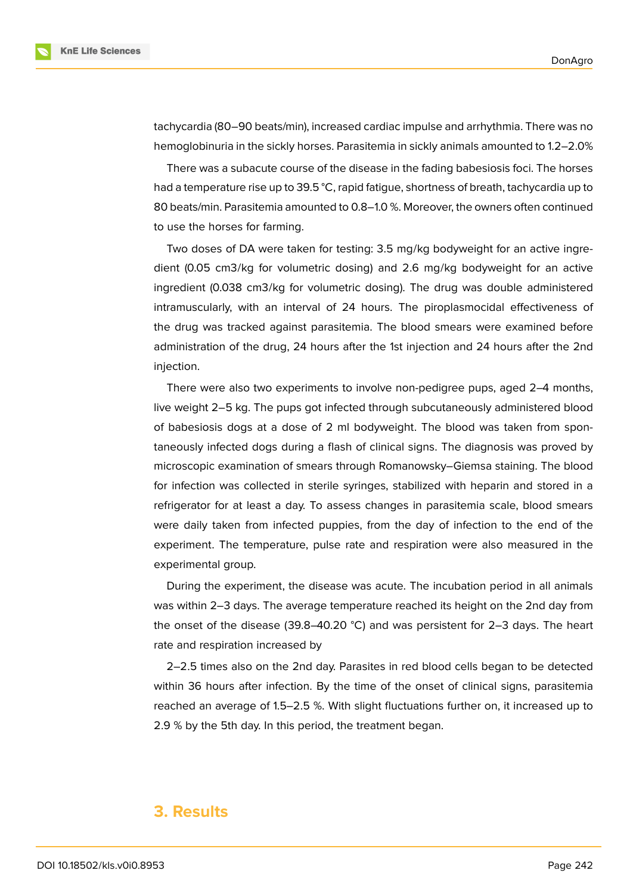tachycardia (80–90 beats/min), increased cardiac impulse and arrhythmia. There was no hemoglobinuria in the sickly horses. Parasitemia in sickly animals amounted to 1.2–2.0%

There was a subacute course of the disease in the fading babesiosis foci. The horses had a temperature rise up to 39.5 °C, rapid fatigue, shortness of breath, tachycardia up to 80 beats/min. Parasitemia amounted to 0.8–1.0 %. Moreover, the owners often continued to use the horses for farming.

Two doses of DA were taken for testing: 3.5 mg/kg bodyweight for an active ingredient (0.05 cm3/kg for volumetric dosing) and 2.6 mg/kg bodyweight for an active ingredient (0.038 cm3/kg for volumetric dosing). The drug was double administered intramuscularly, with an interval of 24 hours. The piroplasmocidal effectiveness of the drug was tracked against parasitemia. The blood smears were examined before administration of the drug, 24 hours after the 1st injection and 24 hours after the 2nd injection.

There were also two experiments to involve non-pedigree pups, aged 2–4 months, live weight 2–5 kg. The pups got infected through subcutaneously administered blood of babesiosis dogs at a dose of 2 ml bodyweight. The blood was taken from spontaneously infected dogs during a flash of clinical signs. The diagnosis was proved by microscopic examination of smears through Romanowsky–Giemsa staining. The blood for infection was collected in sterile syringes, stabilized with heparin and stored in a refrigerator for at least a day. To assess changes in parasitemia scale, blood smears were daily taken from infected puppies, from the day of infection to the end of the experiment. The temperature, pulse rate and respiration were also measured in the experimental group.

During the experiment, the disease was acute. The incubation period in all animals was within 2–3 days. The average temperature reached its height on the 2nd day from the onset of the disease (39.8–40.20 °C) and was persistent for 2–3 days. The heart rate and respiration increased by

2–2.5 times also on the 2nd day. Parasites in red blood cells began to be detected within 36 hours after infection. By the time of the onset of clinical signs, parasitemia reached an average of 1.5–2.5 %. With slight fluctuations further on, it increased up to 2.9 % by the 5th day. In this period, the treatment began.

## 3. Results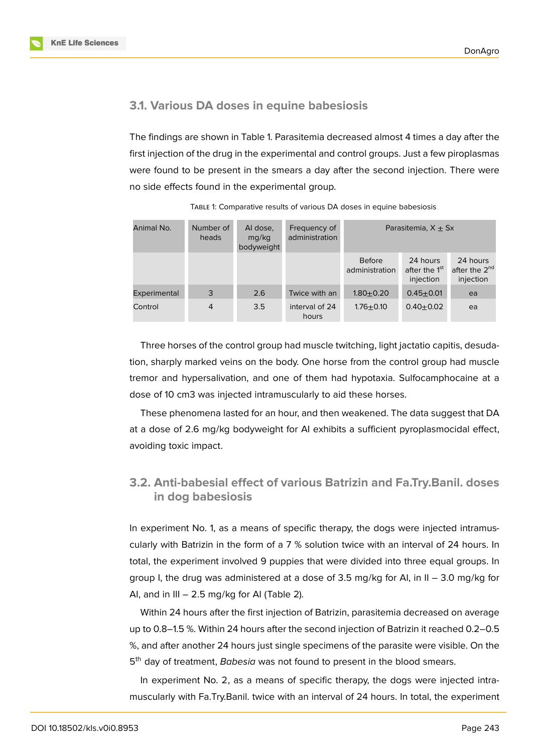### 3.1. Various DA doses in equine babesiosis

The findings are shown in Table 1. Parasitemia decreased almost 4 times a day after the first injection of the drug in the experimental and control groups. Just a few piroplasmas were found to be present in the smears a day after the second injection. There were no side effects found in the experimental group.

Table 1: Comparative results of various DA doses in equine babesiosis

| Animal No. | Number of heads | AI dose, mg/kg bodyweight | Frequency of administration | Parasitemia, X ± Sx | | |
|---|---|---|---|---|---|---|
| | | | | Before administration | 24 hours after the 1st injection | 24 hours after the 2nd injection |
| Experimental | 3 | 2.6 | Twice with an | 1.80±0.20 | 0.45±0.01 | ea |
| Control | 4 | 3.5 | interval of 24 hours | 1.76±0.10 | 0.40±0.02 | ea |

Three horses of the control group had muscle twitching, light jactatio capitis, desudation, sharply marked veins on the body. One horse from the control group had muscle tremor and hypersalivation, and one of them had hypotaxia. Sulfocamphocaine at a dose of 10 cm3 was injected intramuscularly to aid these horses.

These phenomena lasted for an hour, and then weakened. The data suggest that DA at a dose of 2.6 mg/kg bodyweight for AI exhibits a sufficient pyroplasmocidal effect, avoiding toxic impact.

### 3.2. Anti-babesial effect of various Batrizin and Fa.Try.Banil. doses in dog babesiosis

In experiment No. 1, as a means of specific therapy, the dogs were injected intramuscularly with Batrizin in the form of a 7 % solution twice with an interval of 24 hours. In total, the experiment involved 9 puppies that were divided into three equal groups. In group I, the drug was administered at a dose of 3.5 mg/kg for AI, in II – 3.0 mg/kg for AI, and in III – 2.5 mg/kg for AI (Table 2).

Within 24 hours after the first injection of Batrizin, parasitemia decreased on average up to 0.8–1.5 %. Within 24 hours after the second injection of Batrizin it reached 0.2–0.5 %, and after another 24 hours just single specimens of the parasite were visible. On the 5th day of treatment, *Babesia* was not found to present in the blood smears.

In experiment No. 2, as a means of specific therapy, the dogs were injected intramuscularly with Fa.Try.Banil. twice with an interval of 24 hours. In total, the experiment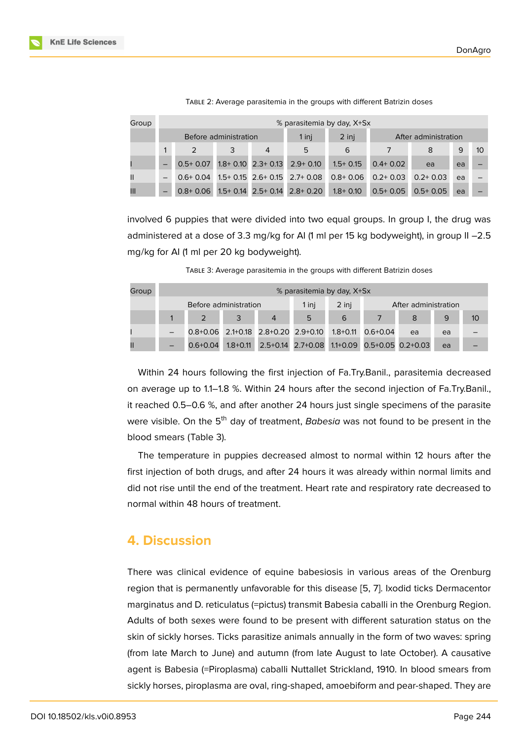Table 2: Average parasitemia in the groups with different Batrizin doses

| Group | % parasitemia by day, X+Sx | | | | | | | | | |
|---|---|---|---|---|---|---|---|---|---|---|
| | Before administration | | | | 1 inj | 2 inj | After administration | | | |
| | 1 | 2 | 3 | 4 | 5 | 6 | 7 | 8 | 9 | 10 |
| I | – | 0.5+ 0.07 | 1.8+ 0.10 | 2.3+ 0.13 | 2.9+ 0.10 | 1.5+ 0.15 | 0.4+ 0.02 | ea | ea | – |
| II | – | 0.6+ 0.04 | 1.5+ 0.15 | 2.6+ 0.15 | 2.7+ 0.08 | 0.8+ 0.06 | 0.2+ 0.03 | 0.2+ 0.03 | ea | – |
| III | – | 0.8+ 0.06 | 1.5+ 0.14 | 2.5+ 0.14 | 2.8+ 0.20 | 1.8+ 0.10 | 0.5+ 0.05 | 0.5+ 0.05 | ea | – |

involved 6 puppies that were divided into two equal groups. In group I, the drug was administered at a dose of 3.3 mg/kg for AI (1 ml per 15 kg bodyweight), in group II –2.5 mg/kg for AI (1 ml per 20 kg bodyweight).

Table 3: Average parasitemia in the groups with different Batrizin doses

| Group | % parasitemia by day, X+Sx | | | | | | | | | |
|---|---|---|---|---|---|---|---|---|---|---|
| | Before administration | | | | 1 inj | 2 inj | After administration | | | |
| | 1 | 2 | 3 | 4 | 5 | 6 | 7 | 8 | 9 | 10 |
| I | – | 0.8+0.06 | 2.1+0.18 | 2.8+0.20 | 2.9+0.10 | 1.8+0.11 | 0.6+0.04 | ea | ea | – |
| II | – | 0.6+0.04 | 1.8+0.11 | 2.5+0.14 | 2.7+0.08 | 1.1+0.09 | 0.5+0.05 | 0.2+0.03 | ea | – |

Within 24 hours following the first injection of Fa.Try.Banil., parasitemia decreased on average up to 1.1–1.8 %. Within 24 hours after the second injection of Fa.Try.Banil., it reached 0.5–0.6 %, and after another 24 hours just single specimens of the parasite were visible. On the 5th day of treatment, *Babesia* was not found to be present in the blood smears (Table 3).

The temperature in puppies decreased almost to normal within 12 hours after the first injection of both drugs, and after 24 hours it was already within normal limits and did not rise until the end of the treatment. Heart rate and respiratory rate decreased to normal within 48 hours of treatment.

## 4. Discussion

There was clinical evidence of equine babesiosis in various areas of the Orenburg region that is permanently unfavorable for this disease [5, 7]. Ixodid ticks Dermacentor marginatus and D. reticulatus (=pictus) transmit Babesia caballi in the Orenburg Region. Adults of both sexes were found to be present with different saturation status on the skin of sickly horses. Ticks parasitize animals annually in the form of two waves: spring (from late March to June) and autumn (from late August to late October). A causative agent is Babesia (=Piroplasma) caballi Nuttallet Strickland, 1910. In blood smears from sickly horses, piroplasma are oval, ring-shaped, amoebiform and pear-shaped. They are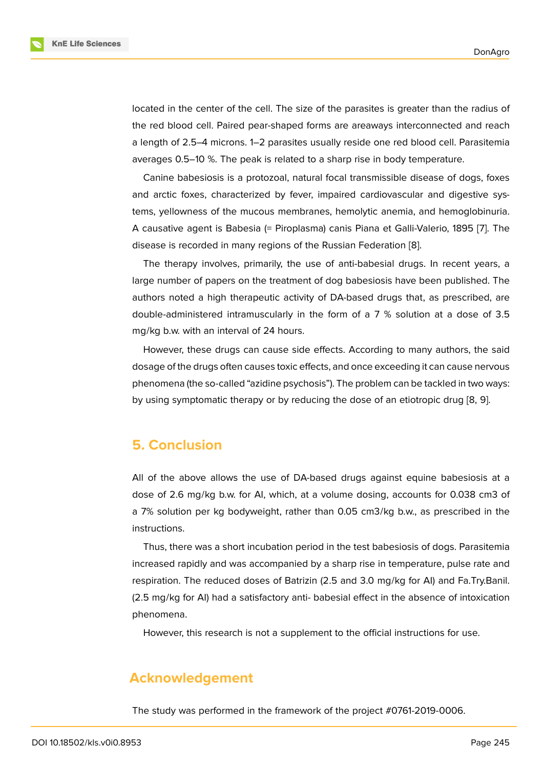located in the center of the cell. The size of the parasites is greater than the radius of the red blood cell. Paired pear-shaped forms are areaways interconnected and reach a length of 2.5–4 microns. 1–2 parasites usually reside one red blood cell. Parasitemia averages 0.5–10 %. The peak is related to a sharp rise in body temperature.

Canine babesiosis is a protozoal, natural focal transmissible disease of dogs, foxes and arctic foxes, characterized by fever, impaired cardiovascular and digestive systems, yellowness of the mucous membranes, hemolytic anemia, and hemoglobinuria. A causative agent is Babesia (= Piroplasma) canis Piana et Galli-Valerio, 1895 [7]. The disease is recorded in many regions of the Russian Federation [8].

The therapy involves, primarily, the use of anti-babesial drugs. In recent years, a large number of papers on the treatment of dog babesiosis have been published. The authors noted a high therapeutic activity of DA-based drugs that, as prescribed, are double-administered intramuscularly in the form of a 7 % solution at a dose of 3.5 mg/kg b.w. with an interval of 24 hours.

However, these drugs can cause side effects. According to many authors, the said dosage of the drugs often causes toxic effects, and once exceeding it can cause nervous phenomena (the so-called "azidine psychosis"). The problem can be tackled in two ways: by using symptomatic therapy or by reducing the dose of an etiotropic drug [8, 9].

## 5. Conclusion

All of the above allows the use of DA-based drugs against equine babesiosis at a dose of 2.6 mg/kg b.w. for AI, which, at a volume dosing, accounts for 0.038 cm3 of a 7% solution per kg bodyweight, rather than 0.05 cm3/kg b.w., as prescribed in the instructions.

Thus, there was a short incubation period in the test babesiosis of dogs. Parasitemia increased rapidly and was accompanied by a sharp rise in temperature, pulse rate and respiration. The reduced doses of Batrizin (2.5 and 3.0 mg/kg for AI) and Fa.Try.Banil. (2.5 mg/kg for AI) had a satisfactory anti- babesial effect in the absence of intoxication phenomena.

However, this research is not a supplement to the official instructions for use.

## Acknowledgement

The study was performed in the framework of the project #0761-2019-0006.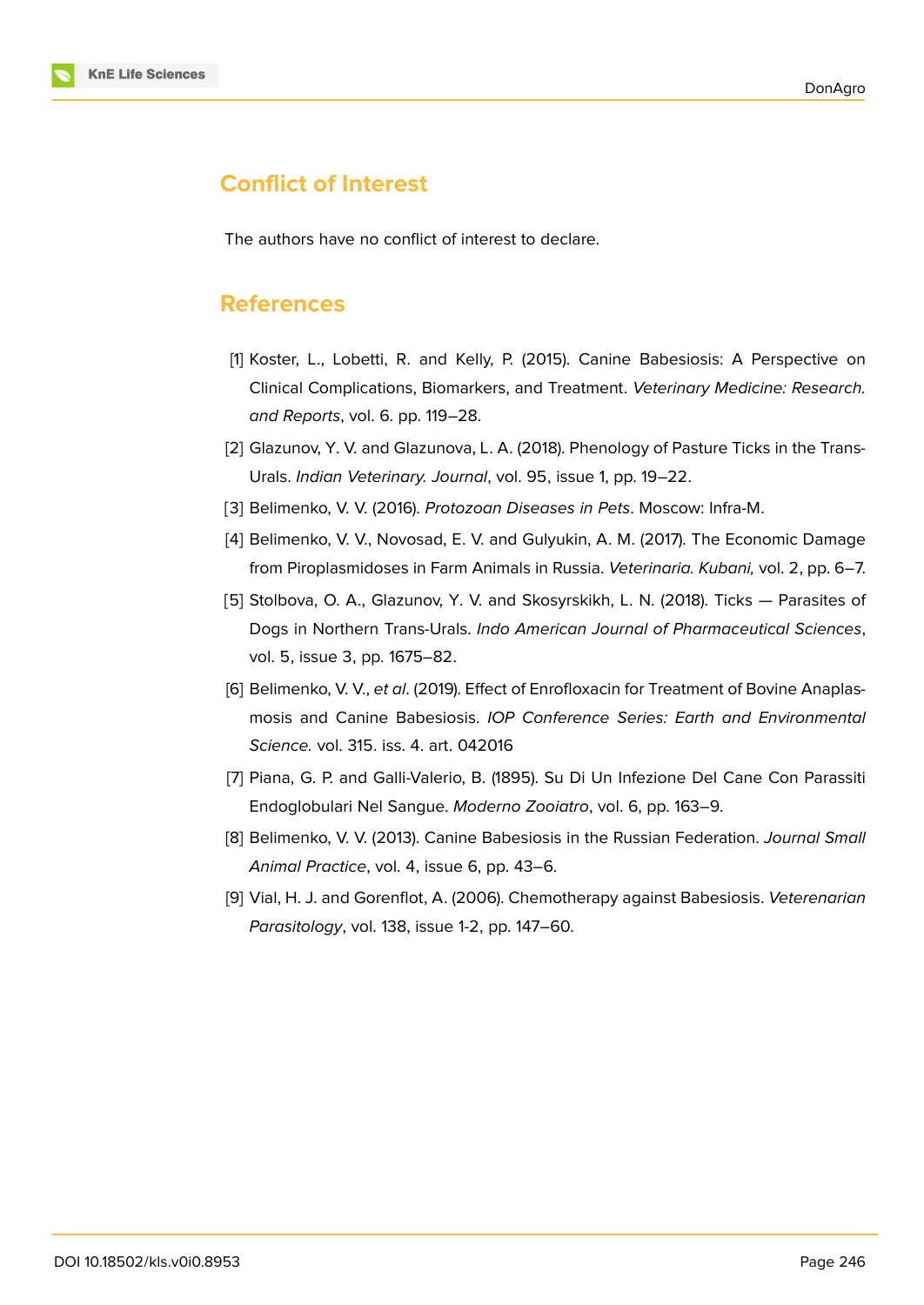## Conflict of Interest

The authors have no conflict of interest to declare.

## References

[1] Koster, L., Lobetti, R. and Kelly, P. (2015). Canine Babesiosis: A Perspective on Clinical Complications, Biomarkers, and Treatment. *Veterinary Medicine: Research. and Reports*, vol. 6. pp. 119–28.

[2] Glazunov, Y. V. and Glazunova, L. A. (2018). Phenology of Pasture Ticks in the Trans-Urals. *Indian Veterinary. Journal*, vol. 95, issue 1, pp. 19–22.

[3] Belimenko, V. V. (2016). *Protozoan Diseases in Pets*. Moscow: Infra-M.

[4] Belimenko, V. V., Novosad, E. V. and Gulyukin, A. M. (2017). The Economic Damage from Piroplasmidoses in Farm Animals in Russia. *Veterinaria. Kubani,* vol. 2, pp. 6–7.

[5] Stolbova, O. A., Glazunov, Y. V. and Skosyrskikh, L. N. (2018). Ticks — Parasites of Dogs in Northern Trans-Urals. *Indo American Journal of Pharmaceutical Sciences*, vol. 5, issue 3, pp. 1675–82.

[6] Belimenko, V. V., *et al*. (2019). Effect of Enrofloxacin for Treatment of Bovine Anaplasmosis and Canine Babesiosis. *IOP Conference Series: Earth and Environmental Science.* vol. 315. iss. 4. art. 042016

[7] Piana, G. P. and Galli-Valerio, B. (1895). Su Di Un Infezione Del Cane Con Parassiti Endoglobulari Nel Sangue. *Moderno Zooiatro*, vol. 6, pp. 163–9.

[8] Belimenko, V. V. (2013). Canine Babesiosis in the Russian Federation. *Journal Small Animal Practice*, vol. 4, issue 6, pp. 43–6.

[9] Vial, H. J. and Gorenflot, A. (2006). Chemotherapy against Babesiosis. *Veterenarian Parasitology*, vol. 138, issue 1-2, pp. 147–60.